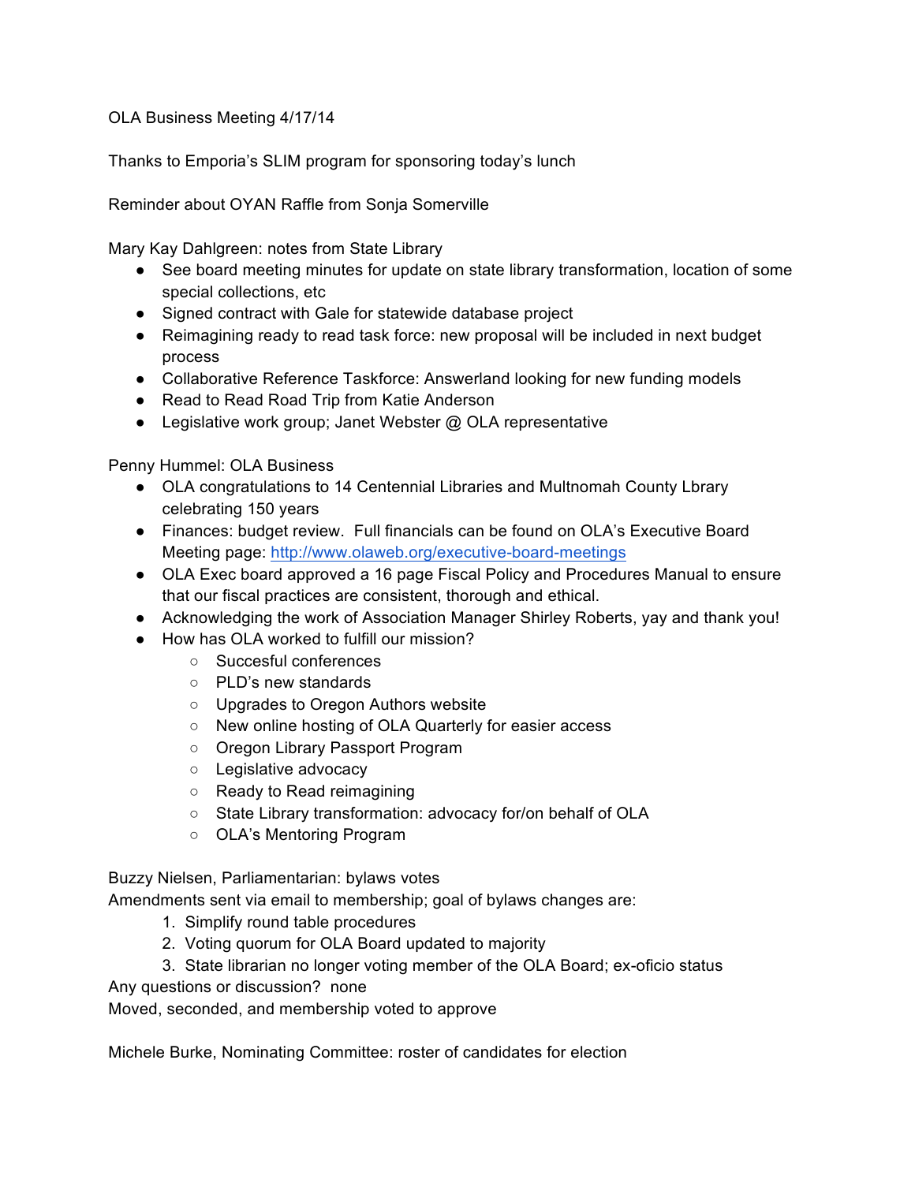OLA Business Meeting 4/17/14

Thanks to Emporia's SLIM program for sponsoring today's lunch

Reminder about OYAN Raffle from Sonja Somerville

Mary Kay Dahlgreen: notes from State Library

- See board meeting minutes for update on state library transformation, location of some special collections, etc
- Signed contract with Gale for statewide database project
- Reimagining ready to read task force: new proposal will be included in next budget process
- Collaborative Reference Taskforce: Answerland looking for new funding models
- Read to Read Road Trip from Katie Anderson
- Legislative work group; Janet Webster @ OLA representative

Penny Hummel: OLA Business

- OLA congratulations to 14 Centennial Libraries and Multnomah County Lbrary celebrating 150 years
- Finances: budget review. Full financials can be found on OLA's Executive Board Meeting page: [http://www.olaweb.org/executive-board-meetings](http://www.olaweb.org/executive-board-meetings)
- OLA Exec board approved a 16 page Fiscal Policy and Procedures Manual to ensure that our fiscal practices are consistent, thorough and ethical.
- Acknowledging the work of Association Manager Shirley Roberts, yay and thank you!
- How has OLA worked to fulfill our mission?
  - Succesful conferences
  - PLD's new standards
  - Upgrades to Oregon Authors website
  - New online hosting of OLA Quarterly for easier access
  - Oregon Library Passport Program
  - Legislative advocacy
  - Ready to Read reimagining
  - State Library transformation: advocacy for/on behalf of OLA
  - OLA's Mentoring Program

Buzzy Nielsen, Parliamentarian: bylaws votes
Amendments sent via email to membership; goal of bylaws changes are:

1. Simplify round table procedures
2. Voting quorum for OLA Board updated to majority
3. State librarian no longer voting member of the OLA Board; ex-oficio status

Any questions or discussion? none
Moved, seconded, and membership voted to approve

Michele Burke, Nominating Committee: roster of candidates for election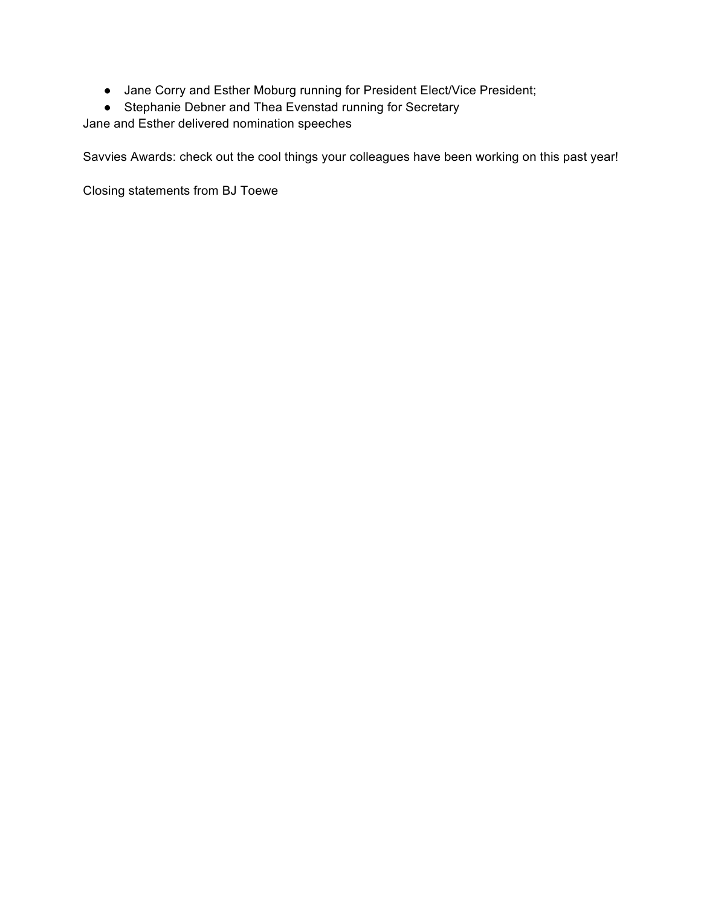- Jane Corry and Esther Moburg running for President Elect/Vice President;
- Stephanie Debner and Thea Evenstad running for Secretary

Jane and Esther delivered nomination speeches

Savvies Awards: check out the cool things your colleagues have been working on this past year!

Closing statements from BJ Toewe